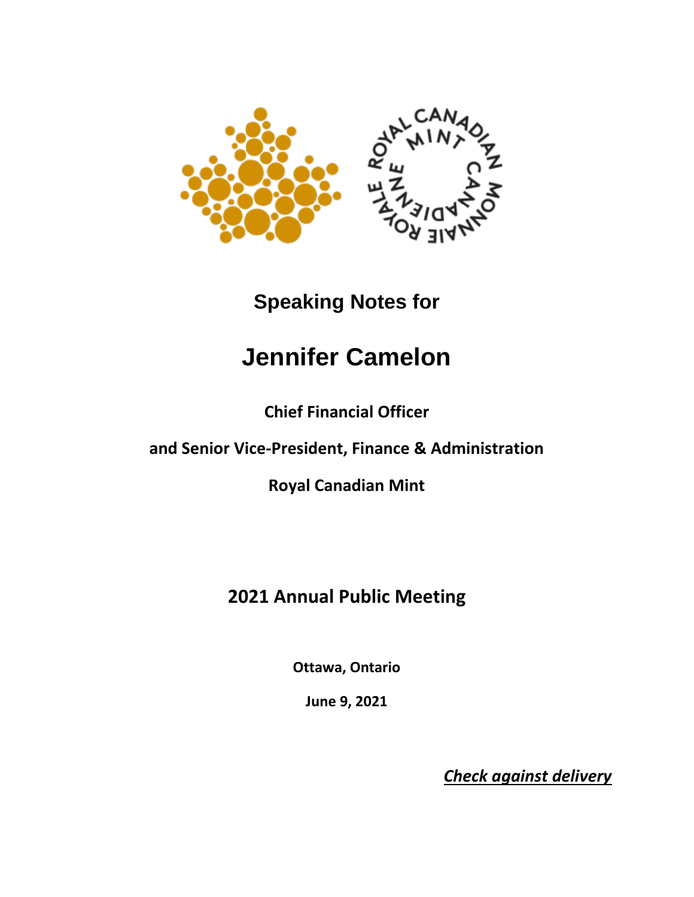## Speaking Notes for

# Jennifer Camelon

**Chief Financial Officer**

**and Senior Vice-President, Finance & Administration**

**Royal Canadian Mint**

**2021 Annual Public Meeting**

**Ottawa, Ontario**

**June 9, 2021**

***Check against delivery***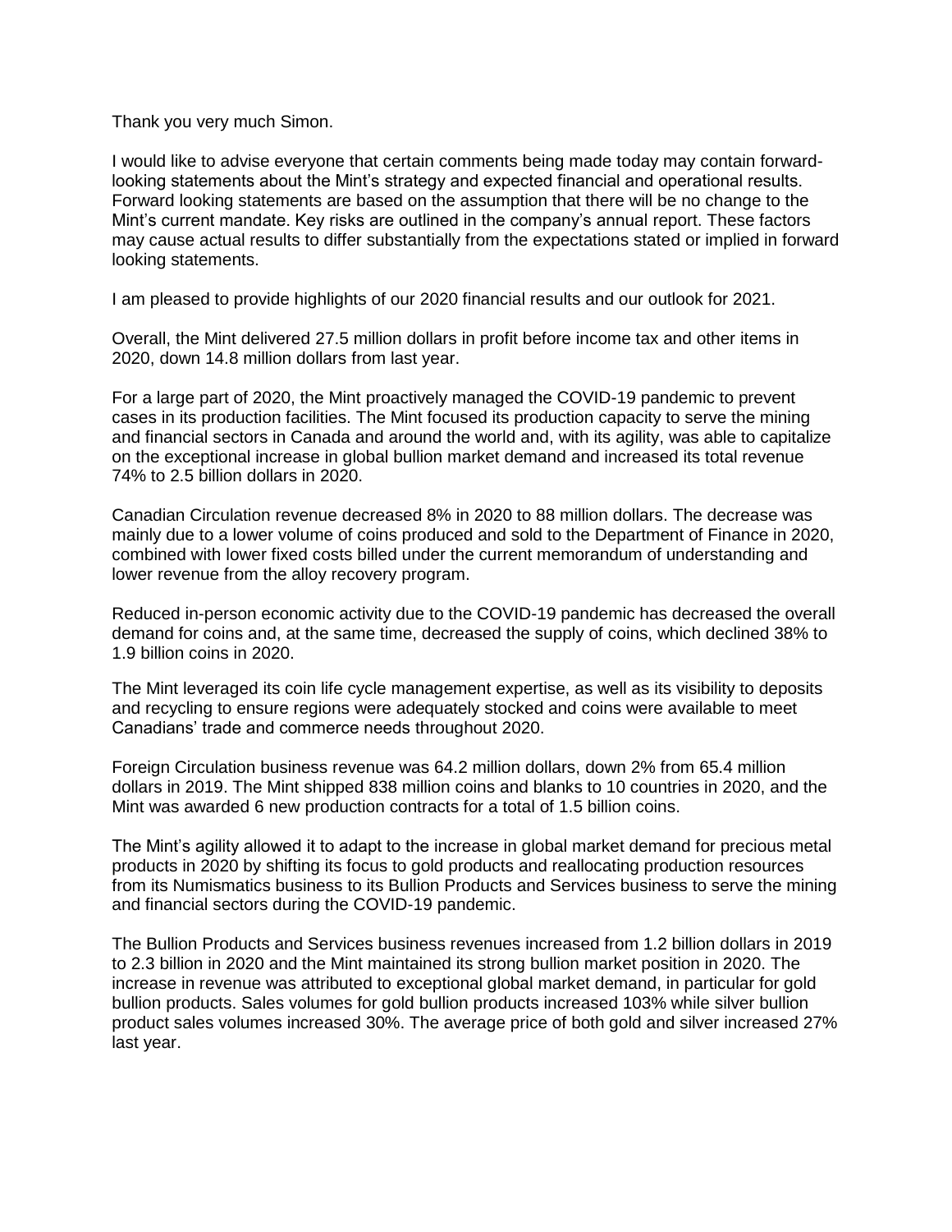Thank you very much Simon.

I would like to advise everyone that certain comments being made today may contain forward-looking statements about the Mint's strategy and expected financial and operational results. Forward looking statements are based on the assumption that there will be no change to the Mint's current mandate. Key risks are outlined in the company's annual report. These factors may cause actual results to differ substantially from the expectations stated or implied in forward looking statements.

I am pleased to provide highlights of our 2020 financial results and our outlook for 2021.

Overall, the Mint delivered 27.5 million dollars in profit before income tax and other items in 2020, down 14.8 million dollars from last year.

For a large part of 2020, the Mint proactively managed the COVID-19 pandemic to prevent cases in its production facilities. The Mint focused its production capacity to serve the mining and financial sectors in Canada and around the world and, with its agility, was able to capitalize on the exceptional increase in global bullion market demand and increased its total revenue 74% to 2.5 billion dollars in 2020.

Canadian Circulation revenue decreased 8% in 2020 to 88 million dollars. The decrease was mainly due to a lower volume of coins produced and sold to the Department of Finance in 2020, combined with lower fixed costs billed under the current memorandum of understanding and lower revenue from the alloy recovery program.

Reduced in-person economic activity due to the COVID-19 pandemic has decreased the overall demand for coins and, at the same time, decreased the supply of coins, which declined 38% to 1.9 billion coins in 2020.

The Mint leveraged its coin life cycle management expertise, as well as its visibility to deposits and recycling to ensure regions were adequately stocked and coins were available to meet Canadians' trade and commerce needs throughout 2020.

Foreign Circulation business revenue was 64.2 million dollars, down 2% from 65.4 million dollars in 2019. The Mint shipped 838 million coins and blanks to 10 countries in 2020, and the Mint was awarded 6 new production contracts for a total of 1.5 billion coins.

The Mint's agility allowed it to adapt to the increase in global market demand for precious metal products in 2020 by shifting its focus to gold products and reallocating production resources from its Numismatics business to its Bullion Products and Services business to serve the mining and financial sectors during the COVID-19 pandemic.

The Bullion Products and Services business revenues increased from 1.2 billion dollars in 2019 to 2.3 billion in 2020 and the Mint maintained its strong bullion market position in 2020. The increase in revenue was attributed to exceptional global market demand, in particular for gold bullion products. Sales volumes for gold bullion products increased 103% while silver bullion product sales volumes increased 30%. The average price of both gold and silver increased 27% last year.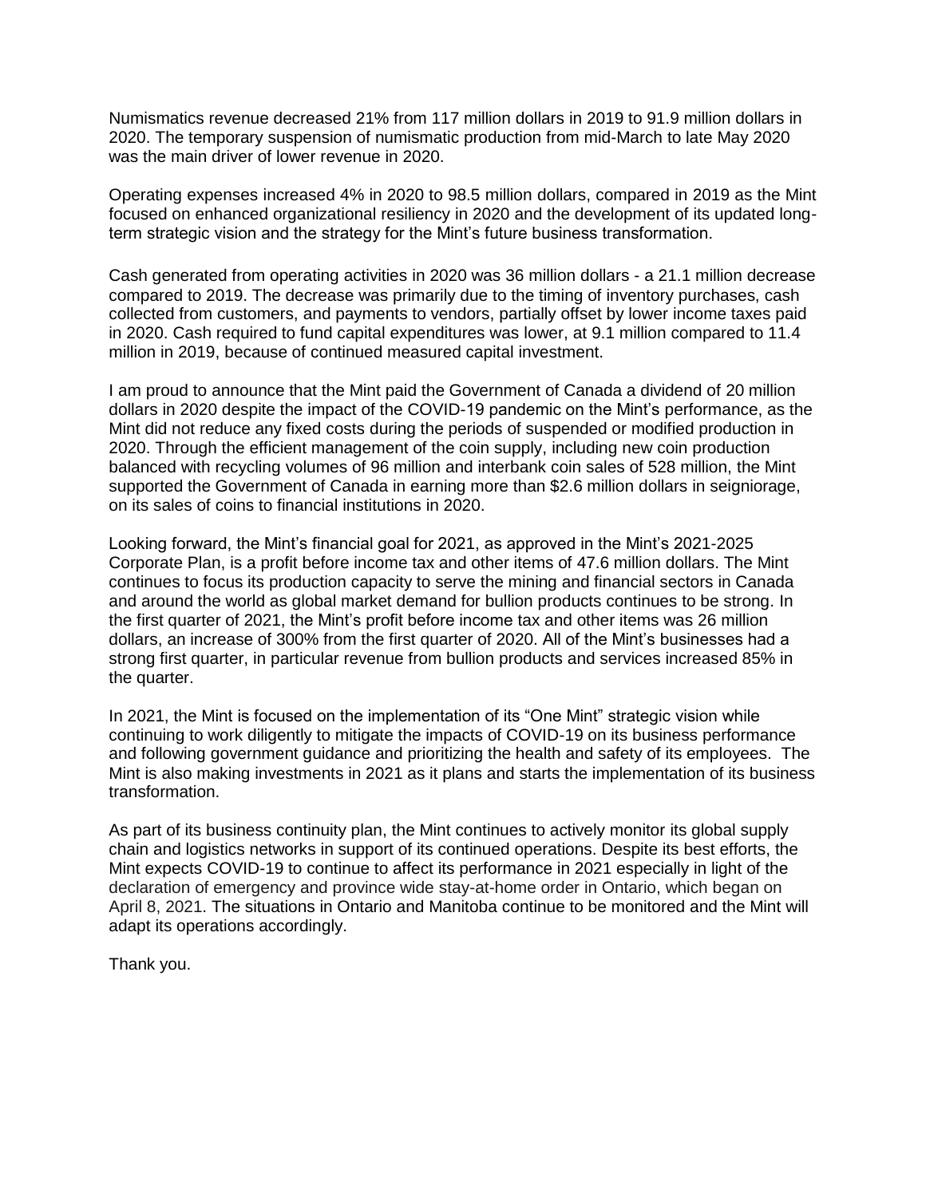Numismatics revenue decreased 21% from 117 million dollars in 2019 to 91.9 million dollars in 2020. The temporary suspension of numismatic production from mid-March to late May 2020 was the main driver of lower revenue in 2020.

Operating expenses increased 4% in 2020 to 98.5 million dollars, compared in 2019 as the Mint focused on enhanced organizational resiliency in 2020 and the development of its updated long-term strategic vision and the strategy for the Mint's future business transformation.

Cash generated from operating activities in 2020 was 36 million dollars - a 21.1 million decrease compared to 2019. The decrease was primarily due to the timing of inventory purchases, cash collected from customers, and payments to vendors, partially offset by lower income taxes paid in 2020. Cash required to fund capital expenditures was lower, at 9.1 million compared to 11.4 million in 2019, because of continued measured capital investment.

I am proud to announce that the Mint paid the Government of Canada a dividend of 20 million dollars in 2020 despite the impact of the COVID-19 pandemic on the Mint's performance, as the Mint did not reduce any fixed costs during the periods of suspended or modified production in 2020. Through the efficient management of the coin supply, including new coin production balanced with recycling volumes of 96 million and interbank coin sales of 528 million, the Mint supported the Government of Canada in earning more than $2.6 million dollars in seigniorage, on its sales of coins to financial institutions in 2020.

Looking forward, the Mint's financial goal for 2021, as approved in the Mint's 2021-2025 Corporate Plan, is a profit before income tax and other items of 47.6 million dollars. The Mint continues to focus its production capacity to serve the mining and financial sectors in Canada and around the world as global market demand for bullion products continues to be strong. In the first quarter of 2021, the Mint's profit before income tax and other items was 26 million dollars, an increase of 300% from the first quarter of 2020. All of the Mint's businesses had a strong first quarter, in particular revenue from bullion products and services increased 85% in the quarter.

In 2021, the Mint is focused on the implementation of its "One Mint" strategic vision while continuing to work diligently to mitigate the impacts of COVID-19 on its business performance and following government guidance and prioritizing the health and safety of its employees. The Mint is also making investments in 2021 as it plans and starts the implementation of its business transformation.

As part of its business continuity plan, the Mint continues to actively monitor its global supply chain and logistics networks in support of its continued operations. Despite its best efforts, the Mint expects COVID-19 to continue to affect its performance in 2021 especially in light of the declaration of emergency and province wide stay-at-home order in Ontario, which began on April 8, 2021. The situations in Ontario and Manitoba continue to be monitored and the Mint will adapt its operations accordingly.

Thank you.